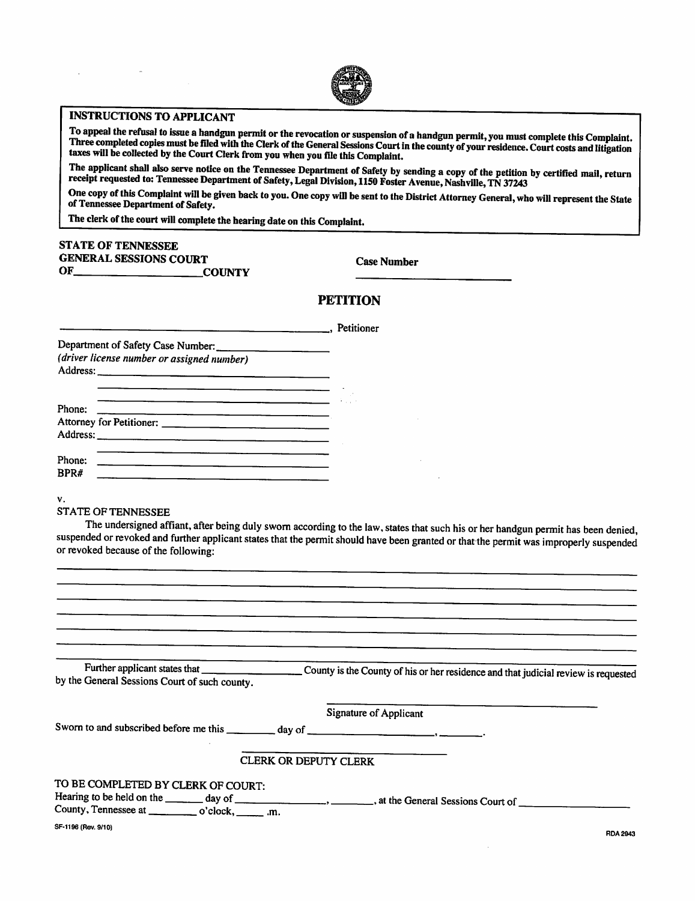**INSTRUCTIONS TO APPLICANT**

**To appeal the refusal to issue a handgun permit or the revocation or suspension of a handgun permit, you must complete this Complaint. Three completed copies must be filed with the Clerk of the General Sessions Court in the county of your residence. Court costs and litigation taxes will be collected by the Court Clerk from you when you file this Complaint.**

**The applicant shall also serve notice on the Tennessee Department of Safety by sending a copy of the petition by certified mail, return receipt requested to: Tennessee Department of Safety, Legal Division, 1150 Foster Avenue, Nashville, TN 37243**

**One copy of this Complaint will be given back to you. One copy will be sent to the District Attorney General, who will represent the State of Tennessee Department of Safety.**

**The clerk of the court will complete the hearing date on this Complaint.**

**STATE OF TENNESSEE**
**GENERAL SESSIONS COURT**
**OF\_\_\_\_\_\_\_\_\_\_\_\_\_\_\_\_\_\_\_\_\_\_COUNTY**

**Case Number** \_\_\_\_\_\_\_\_\_\_\_\_\_\_\_\_\_\_\_\_

## PETITION

\_\_\_\_\_\_\_\_\_\_\_\_\_\_\_\_\_\_\_\_\_\_\_\_\_\_\_\_\_\_\_\_\_\_\_\_\_\_\_\_, Petitioner

Department of Safety Case Number: \_\_\_\_\_\_\_\_\_\_\_\_\_\_\_\_\_\_\_\_
*(driver license number or assigned number)*
Address: \_\_\_\_\_\_\_\_\_\_\_\_\_\_\_\_\_\_\_\_\_\_\_\_\_\_\_\_\_\_\_\_\_\_\_\_
\_\_\_\_\_\_\_\_\_\_\_\_\_\_\_\_\_\_\_\_\_\_\_\_\_\_\_\_\_\_\_\_\_\_\_\_
\_\_\_\_\_\_\_\_\_\_\_\_\_\_\_\_\_\_\_\_\_\_\_\_\_\_\_\_\_\_\_\_\_\_\_\_
Phone: \_\_\_\_\_\_\_\_\_\_\_\_\_\_\_\_\_\_\_\_\_\_\_\_\_\_\_\_\_\_\_\_\_\_\_\_
Attorney for Petitioner: \_\_\_\_\_\_\_\_\_\_\_\_\_\_\_\_\_\_\_\_\_\_\_\_
Address: \_\_\_\_\_\_\_\_\_\_\_\_\_\_\_\_\_\_\_\_\_\_\_\_\_\_\_\_\_\_\_\_\_\_\_\_
\_\_\_\_\_\_\_\_\_\_\_\_\_\_\_\_\_\_\_\_\_\_\_\_\_\_\_\_\_\_\_\_\_\_\_\_
Phone: \_\_\_\_\_\_\_\_\_\_\_\_\_\_\_\_\_\_\_\_\_\_\_\_\_\_\_\_\_\_\_\_\_\_\_\_
BPR# \_\_\_\_\_\_\_\_\_\_\_\_\_\_\_\_\_\_\_\_\_\_\_\_\_\_\_\_\_\_\_\_\_\_\_\_

v.

STATE OF TENNESSEE

The undersigned affiant, after being duly sworn according to the law, states that such his or her handgun permit has been denied, suspended or revoked and further applicant states that the permit should have been granted or that the permit was improperly suspended or revoked because of the following:

\_\_\_\_\_\_\_\_\_\_\_\_\_\_\_\_\_\_\_\_\_\_\_\_\_\_\_\_\_\_\_\_\_\_\_\_\_\_\_\_\_\_\_\_\_\_\_\_\_\_\_\_\_\_\_\_\_\_\_\_\_\_\_\_\_\_\_\_\_\_\_\_
\_\_\_\_\_\_\_\_\_\_\_\_\_\_\_\_\_\_\_\_\_\_\_\_\_\_\_\_\_\_\_\_\_\_\_\_\_\_\_\_\_\_\_\_\_\_\_\_\_\_\_\_\_\_\_\_\_\_\_\_\_\_\_\_\_\_\_\_\_\_\_\_
\_\_\_\_\_\_\_\_\_\_\_\_\_\_\_\_\_\_\_\_\_\_\_\_\_\_\_\_\_\_\_\_\_\_\_\_\_\_\_\_\_\_\_\_\_\_\_\_\_\_\_\_\_\_\_\_\_\_\_\_\_\_\_\_\_\_\_\_\_\_\_\_
\_\_\_\_\_\_\_\_\_\_\_\_\_\_\_\_\_\_\_\_\_\_\_\_\_\_\_\_\_\_\_\_\_\_\_\_\_\_\_\_\_\_\_\_\_\_\_\_\_\_\_\_\_\_\_\_\_\_\_\_\_\_\_\_\_\_\_\_\_\_\_\_
\_\_\_\_\_\_\_\_\_\_\_\_\_\_\_\_\_\_\_\_\_\_\_\_\_\_\_\_\_\_\_\_\_\_\_\_\_\_\_\_\_\_\_\_\_\_\_\_\_\_\_\_\_\_\_\_\_\_\_\_\_\_\_\_\_\_\_\_\_\_\_\_
\_\_\_\_\_\_\_\_\_\_\_\_\_\_\_\_\_\_\_\_\_\_\_\_\_\_\_\_\_\_\_\_\_\_\_\_\_\_\_\_\_\_\_\_\_\_\_\_\_\_\_\_\_\_\_\_\_\_\_\_\_\_\_\_\_\_\_\_\_\_\_\_
\_\_\_\_\_\_\_\_\_\_\_\_\_\_\_\_\_\_\_\_\_\_\_\_\_\_\_\_\_\_\_\_\_\_\_\_\_\_\_\_\_\_\_\_\_\_\_\_\_\_\_\_\_\_\_\_\_\_\_\_\_\_\_\_\_\_\_\_\_\_\_\_

Further applicant states that \_\_\_\_\_\_\_\_\_\_\_\_\_\_\_\_\_\_\_\_ County is the County of his or her residence and that judicial review is requested by the General Sessions Court of such county.

\_\_\_\_\_\_\_\_\_\_\_\_\_\_\_\_\_\_\_\_\_\_\_\_\_\_\_\_\_\_\_\_\_\_\_\_\_\_\_\_
Signature of Applicant

Sworn to and subscribed before me this \_\_\_\_\_\_\_\_\_ day of \_\_\_\_\_\_\_\_\_\_\_\_\_\_\_\_\_\_\_\_\_\_\_\_, \_\_\_\_\_\_\_\_.

\_\_\_\_\_\_\_\_\_\_\_\_\_\_\_\_\_\_\_\_\_\_\_\_\_\_\_\_\_\_\_\_\_\_\_\_\_\_\_\_
CLERK OR DEPUTY CLERK

TO BE COMPLETED BY CLERK OF COURT:

Hearing to be held on the \_\_\_\_\_\_\_ day of \_\_\_\_\_\_\_\_\_\_\_\_\_\_\_\_\_, \_\_\_\_\_\_\_\_, at the General Sessions Court of \_\_\_\_\_\_\_\_\_\_\_\_\_\_\_\_\_\_\_\_ County, Tennessee at \_\_\_\_\_\_\_\_\_ o'clock, \_\_\_\_\_\_ .m.

SF-1196 (Rev. 9/10)

RDA 2943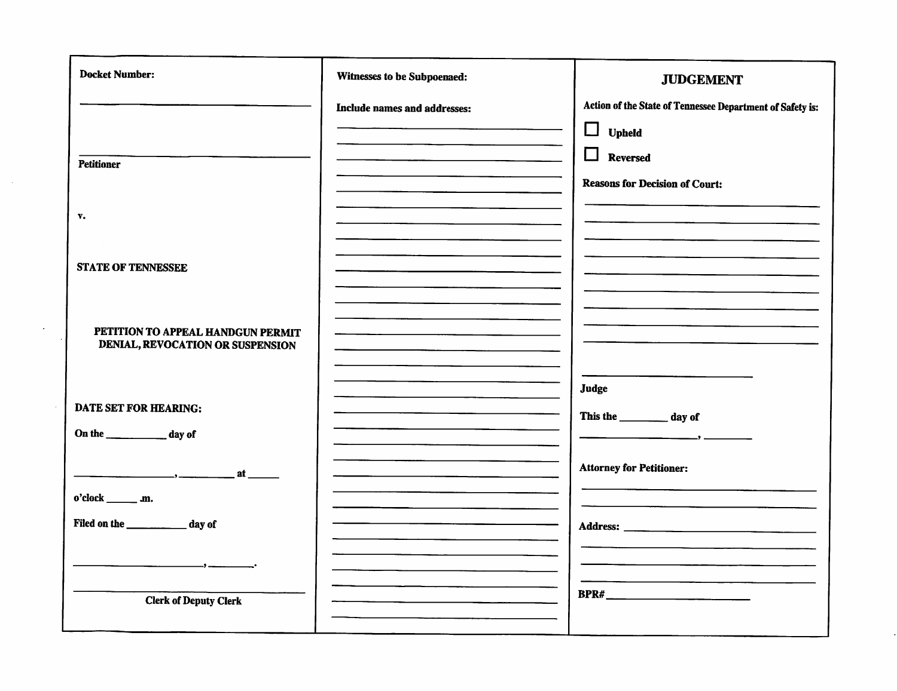**Docket Number:**

______________________________

______________________________

**Petitioner**

**v.**

**STATE OF TENNESSEE**

**PETITION TO APPEAL HANDGUN PERMIT DENIAL, REVOCATION OR SUSPENSION**

**DATE SET FOR HEARING:**

**On the** __________ **day of**

_______________, __________ **at** ______

**o'clock** ______ **.m.**

**Filed on the** __________ **day of**

____________________, ________.

______________________________

**Clerk of Deputy Clerk**

**Witnesses to be Subpoenaed:**

**Include names and addresses:**

______________________________

______________________________

______________________________

______________________________

______________________________

______________________________

______________________________

______________________________

______________________________

______________________________

______________________________

______________________________

______________________________

______________________________

______________________________

______________________________

______________________________

______________________________

______________________________

______________________________

______________________________

______________________________

______________________________

______________________________

______________________________

______________________________

______________________________

______________________________

______________________________

______________________________

______________________________

## JUDGEMENT

**Action of the State of Tennessee Department of Safety is:**

☐ **Upheld**

☐ **Reversed**

**Reasons for Decision of Court:**

______________________________

______________________________

______________________________

______________________________

______________________________

______________________________

______________________________

______________________________

______________________________

______________________________

**Judge**

**This the** ________ **day of**

____________________, ________

**Attorney for Petitioner:**

______________________________

______________________________

**Address:** ______________________________

______________________________

______________________________

______________________________

**BPR#** ______________________________